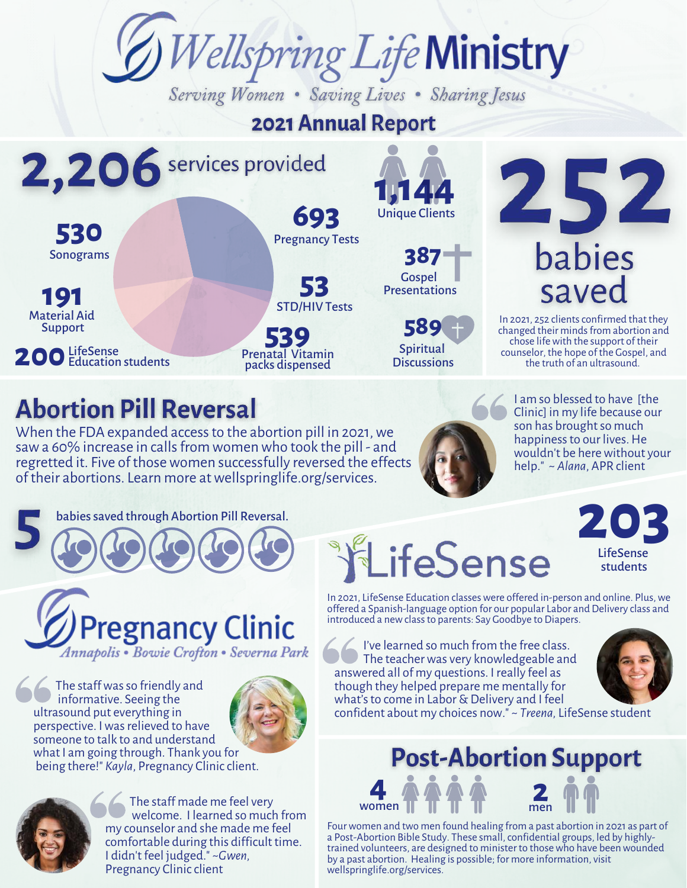# Wellspring Life Ministry

*Serving Women • Saving Lives • Sharing Jesus*

## 2021 Annual Report

**2,206** services provided

- **530** Sonograms
- **693** Pregnancy Tests
- **191** Material Aid Support
- **53** STD/HIV Tests
- **200** LifeSense Education students
- **539** Prenatal Vitamin packs dispensed

**1,144** Unique Clients

**387** Gospel Presentations

**589** Spiritual Discussions

**252** babies saved

In 2021, 252 clients confirmed that they changed their minds from abortion and chose life with the support of their counselor, the hope of the Gospel, and the truth of an ultrasound.

## Abortion Pill Reversal

When the FDA expanded access to the abortion pill in 2021, we saw a 60% increase in calls from women who took the pill - and regretted it. Five of those women successfully reversed the effects of their abortions. Learn more at wellspringlife.org/services.

"I am so blessed to have [the Clinic] in my life because our son has brought so much happiness to our lives. He wouldn't be here without your help." ~ *Alana*, APR client

**5** babies saved through Abortion Pill Reversal.

## LifeSense

**203** LifeSense students

In 2021, LifeSense Education classes were offered in-person and online. Plus, we offered a Spanish-language option for our popular Labor and Delivery class and introduced a new class to parents: Say Goodbye to Diapers.

"I've learned so much from the free class. The teacher was very knowledgeable and answered all of my questions. I really feel as though they helped prepare me mentally for what's to come in Labor & Delivery and I feel confident about my choices now." ~ *Treena*, LifeSense student

## Pregnancy Clinic

*Annapolis • Bowie Crofton • Severna Park*

"The staff was so friendly and informative. Seeing the ultrasound put everything in perspective. I was relieved to have someone to talk to and understand what I am going through. Thank you for being there!" *Kayla*, Pregnancy Clinic client.

"The staff made me feel very welcome. I learned so much from my counselor and she made me feel comfortable during this difficult time. I didn't feel judged." ~*Gwen*, Pregnancy Clinic client

## Post-Abortion Support

**4** women **2** men

Four women and two men found healing from a past abortion in 2021 as part of a Post-Abortion Bible Study. These small, confidential groups, led by highly-trained volunteers, are designed to minister to those who have been wounded by a past abortion. Healing is possible; for more information, visit wellspringlife.org/services.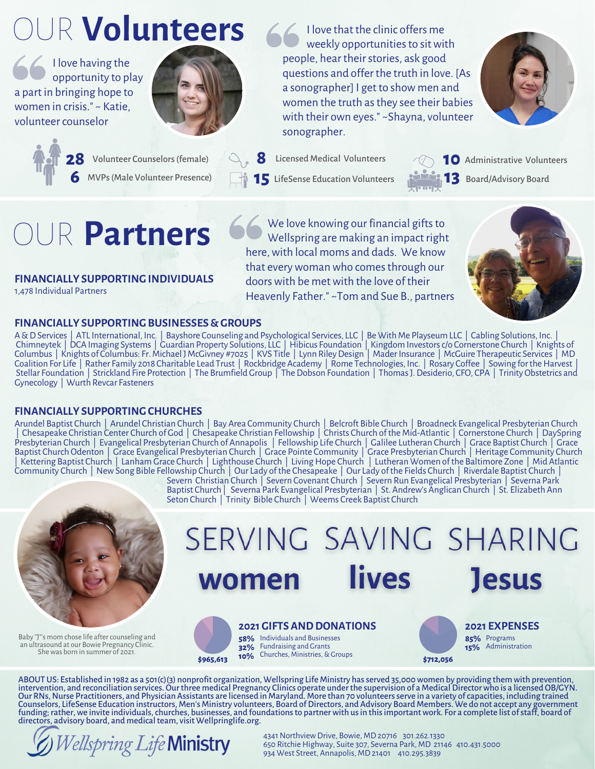# OUR **Volunteers**

"I love having the opportunity to play a part in bringing hope to women in crisis." ~ Katie, volunteer counselor

"I love that the clinic offers me weekly opportunities to sit with people, hear their stories, ask good questions and offer the truth in love. [As a sonographer] I get to show men and women the truth as they see their babies with their own eyes." ~Shayna, volunteer sonographer.

**28** Volunteer Counselors (female)
**6** MVPs (Male Volunteer Presence)
**8** Licensed Medical Volunteers
**15** LifeSense Education Volunteers
**10** Administrative Volunteers
**13** Board/Advisory Board

# OUR **Partners**

"We love knowing our financial gifts to Wellspring are making an impact right here, with local moms and dads. We know that every woman who comes through our doors with be met with the love of their Heavenly Father." ~Tom and Sue B., partners

**FINANCIALLY SUPPORTING INDIVIDUALS**

1,478 Individual Partners

**FINANCIALLY SUPPORTING BUSINESSES & GROUPS**

A & D Services | ATL International, Inc. | Bayshore Counseling and Psychological Services, LLC | Be With Me Playseum LLC | Cabling Solutions, Inc. | Chimneytek | DCA Imaging Systems | Guardian Property Solutions, LLC | Hibicus Foundation | Kingdom Investors c/o Cornerstone Church | Knights of Columbus | Knights of Columbus: Fr. Michael J McGivney #7025 | KVS Title | Lynn Riley Design | Mader Insurance | McGuire Therapeutic Services | MD Coalition For Life | Rather Family 2018 Charitable Lead Trust | Rockbridge Academy | Rome Technologies, Inc. | Rosary Coffee | Sowing for the Harvest | Stellar Foundation | Strickland Fire Protection | The Brumfield Group | The Dobson Foundation | Thomas J. Desiderio, CFO, CPA | Trinity Obstetrics and Gynecology | Wurth Revcar Fasteners

**FINANCIALLY SUPPORTING CHURCHES**

Arundel Baptist Church | Arundel Christian Church | Bay Area Community Church | Belcroft Bible Church | Broadneck Evangelical Presbyterian Church | Chesapeake Christian Center Church of God | Chesapeake Christian Fellowship | Christs Church of the Mid-Atlantic | Cornerstone Church | DaySpring Presbyterian Church | Evangelical Presbyterian Church of Annapolis | Fellowship Life Church | Galilee Lutheran Church | Grace Baptist Church | Grace Baptist Church Odenton | Grace Evangelical Presbyterian Church | Grace Pointe Community | Grace Presbyterian Church | Heritage Community Church | Kettering Baptist Church | Lanham Grace Church | Lighthouse Church | Living Hope Church | Lutheran Women of the Baltimore Zone | Mid Atlantic Community Church | New Song Bible Fellowship Church | Our Lady of the Chesapeake | Our Lady of the Fields Church | Riverdale Baptist Church | Severn Christian Church | Severn Covenant Church | Severn Run Evangelical Presbyterian | Severna Park Baptist Church | Severna Park Evangelical Presbyterian | St. Andrew's Anglican Church | St. Elizabeth Ann Seton Church | Trinity Bible Church | Weems Creek Baptist Church

Baby "J"'s mom chose life after counseling and an ultrasound at our Bowie Pregnancy Clinic. She was born in summer of 2021.

# SERVING **women** SAVING **lives** SHARING **Jesus**

**2021 GIFTS AND DONATIONS**

**58%** Individuals and Businesses
**32%** Fundraising and Grants
**10%** Churches, Ministries, & Groups

**$965,613**

**2021 EXPENSES**

**85%** Programs
**15%** Administration

**$712,056**

ABOUT US: Established in 1982 as a 501(c)(3) nonprofit organization, Wellspring Life Ministry has served 35,000 women by providing them with prevention, intervention, and reconciliation services. Our three medical Pregnancy Clinics operate under the supervision of a Medical Director who is a licensed OB/GYN. Our RNs, Nurse Practitioners, and Physician Assistants are licensed in Maryland. More than 70 volunteers serve in a variety of capacities, including trained Counselors, LifeSense Education instructors, Men's Ministry volunteers, Board of Directors, and Advisory Board Members. We do not accept any government funding; rather, we invite individuals, churches, businesses, and foundations to partner with us in this important work. For a complete list of staff, board of directors, advisory board, and medical team, visit Wellpringlife.org.

Wellspring Life Ministry

4341 Northview Drive, Bowie, MD 20716 301.262.1330
650 Ritchie Highway, Suite 307, Severna Park, MD 21146 410.431.5000
934 West Street, Annapolis, MD 21401 410.295.3839